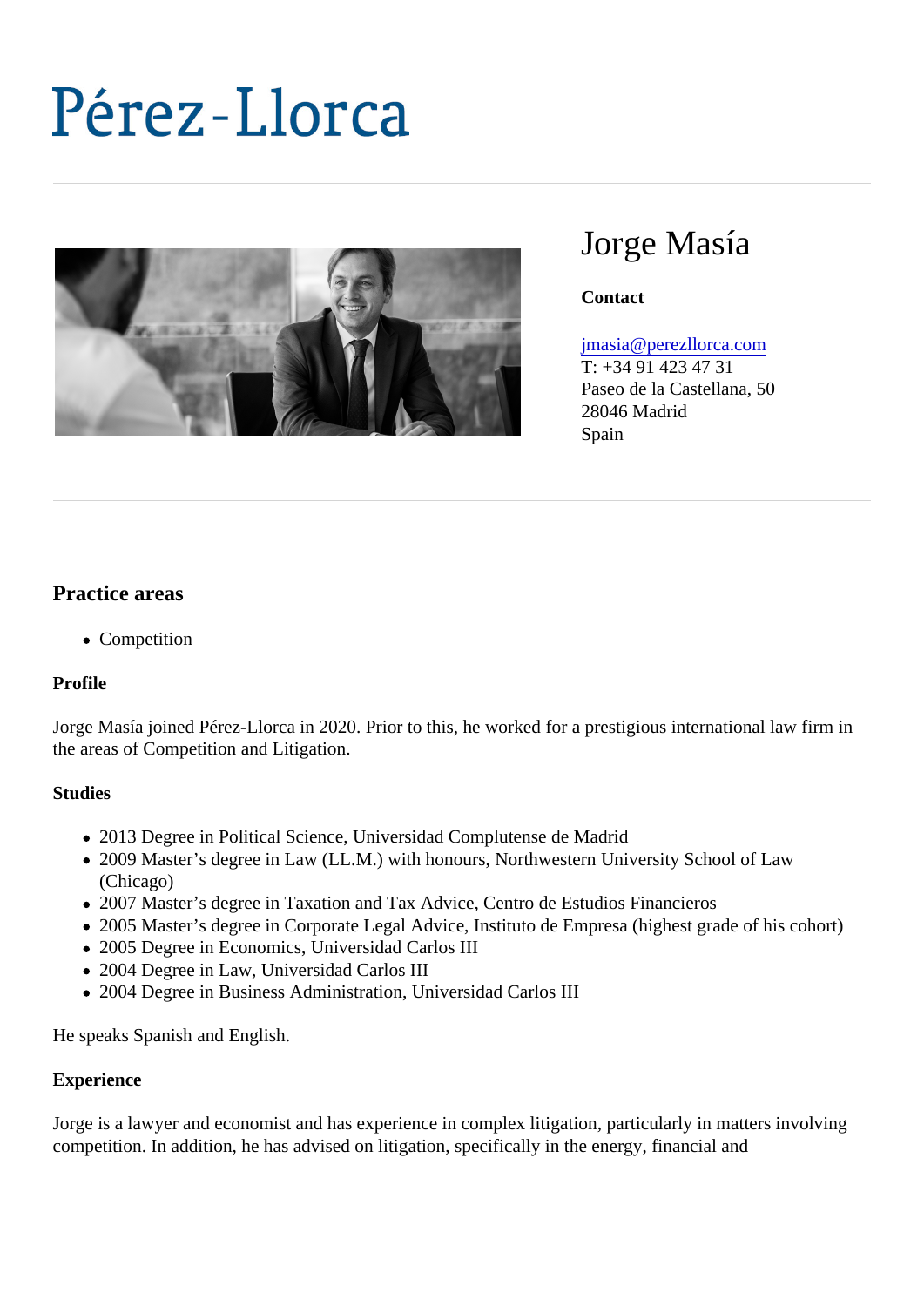# Pérez-Llorca

## Jorge Masía

**Contact**

jmasia@perezllorca.com
T: +34 91 423 47 31
Paseo de la Castellana, 50
28046 Madrid
Spain

### Practice areas

- Competition

**Profile**

Jorge Masía joined Pérez-Llorca in 2020. Prior to this, he worked for a prestigious international law firm in the areas of Competition and Litigation.

**Studies**

- 2013 Degree in Political Science, Universidad Complutense de Madrid
- 2009 Master's degree in Law (LL.M.) with honours, Northwestern University School of Law (Chicago)
- 2007 Master's degree in Taxation and Tax Advice, Centro de Estudios Financieros
- 2005 Master's degree in Corporate Legal Advice, Instituto de Empresa (highest grade of his cohort)
- 2005 Degree in Economics, Universidad Carlos III
- 2004 Degree in Law, Universidad Carlos III
- 2004 Degree in Business Administration, Universidad Carlos III

He speaks Spanish and English.

**Experience**

Jorge is a lawyer and economist and has experience in complex litigation, particularly in matters involving competition. In addition, he has advised on litigation, specifically in the energy, financial and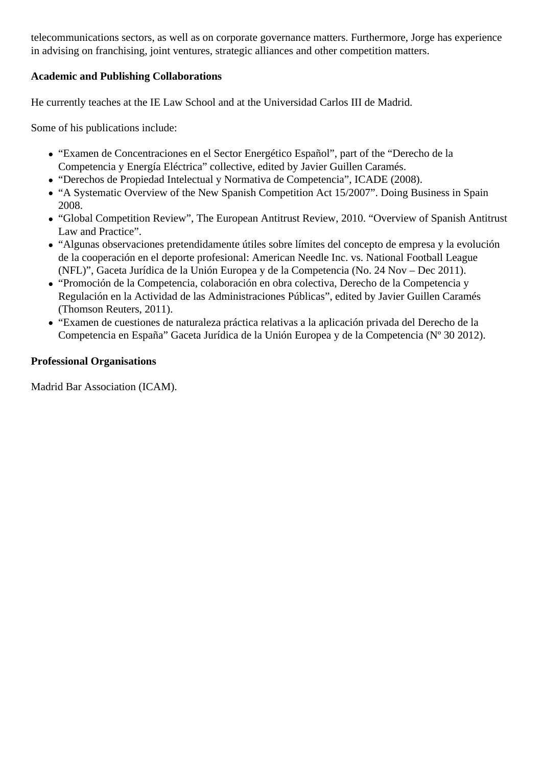telecommunications sectors, as well as on corporate governance matters. Furthermore, Jorge has experience in advising on franchising, joint ventures, strategic alliances and other competition matters.

**Academic and Publishing Collaborations**

He currently teaches at the IE Law School and at the Universidad Carlos III de Madrid.

Some of his publications include:

- "Examen de Concentraciones en el Sector Energético Español", part of the "Derecho de la Competencia y Energía Eléctrica" collective, edited by Javier Guillen Caramés.
- "Derechos de Propiedad Intelectual y Normativa de Competencia", ICADE (2008).
- "A Systematic Overview of the New Spanish Competition Act 15/2007". Doing Business in Spain 2008.
- "Global Competition Review", The European Antitrust Review, 2010. "Overview of Spanish Antitrust Law and Practice".
- "Algunas observaciones pretendidamente útiles sobre límites del concepto de empresa y la evolución de la cooperación en el deporte profesional: American Needle Inc. vs. National Football League (NFL)", Gaceta Jurídica de la Unión Europea y de la Competencia (No. 24 Nov – Dec 2011).
- "Promoción de la Competencia, colaboración en obra colectiva, Derecho de la Competencia y Regulación en la Actividad de las Administraciones Públicas", edited by Javier Guillen Caramés (Thomson Reuters, 2011).
- "Examen de cuestiones de naturaleza práctica relativas a la aplicación privada del Derecho de la Competencia en España" Gaceta Jurídica de la Unión Europea y de la Competencia (Nº 30 2012).

**Professional Organisations**

Madrid Bar Association (ICAM).